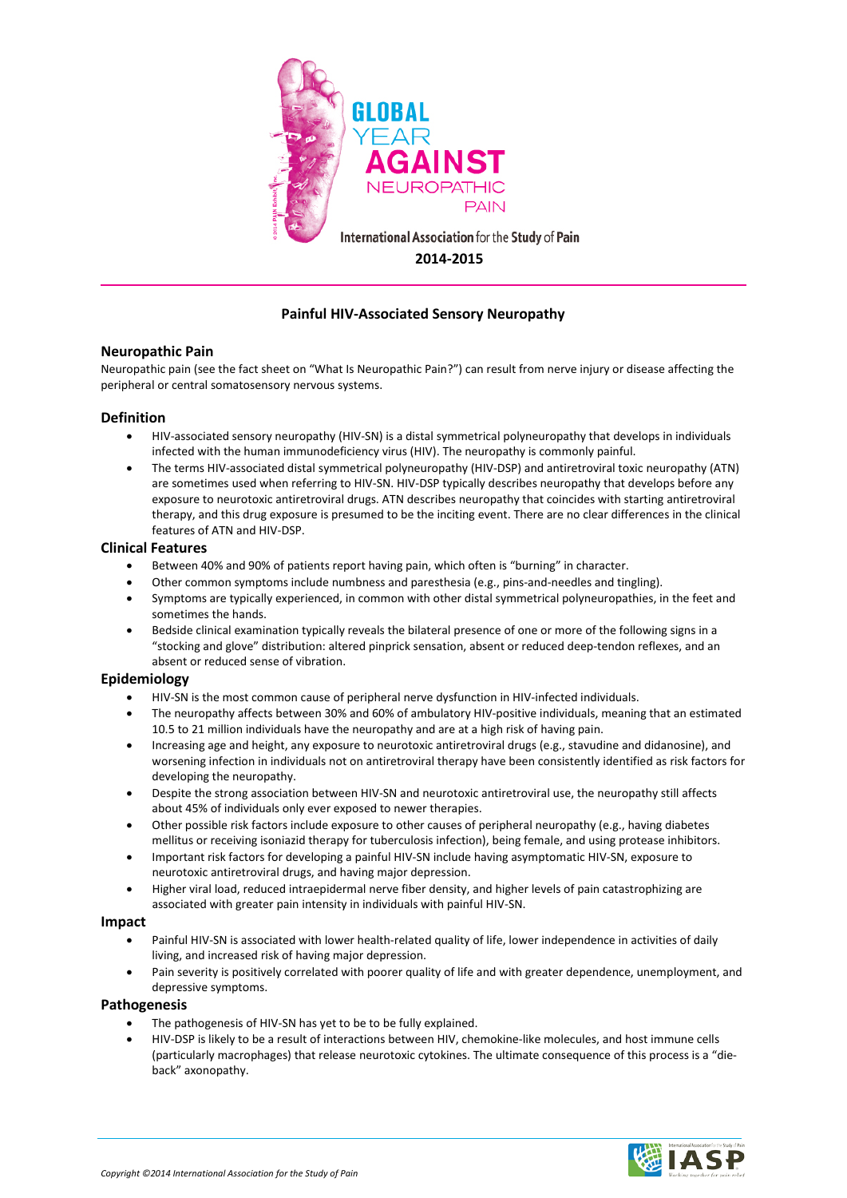GLOBAL YEAR AGAINST NEUROPATHIC PAIN

International Association for the Study of Pain

**2014-2015**

# Painful HIV-Associated Sensory Neuropathy

## Neuropathic Pain

Neuropathic pain (see the fact sheet on "What Is Neuropathic Pain?") can result from nerve injury or disease affecting the peripheral or central somatosensory nervous systems.

## Definition

- HIV-associated sensory neuropathy (HIV-SN) is a distal symmetrical polyneuropathy that develops in individuals infected with the human immunodeficiency virus (HIV). The neuropathy is commonly painful.
- The terms HIV-associated distal symmetrical polyneuropathy (HIV-DSP) and antiretroviral toxic neuropathy (ATN) are sometimes used when referring to HIV-SN. HIV-DSP typically describes neuropathy that develops before any exposure to neurotoxic antiretroviral drugs. ATN describes neuropathy that coincides with starting antiretroviral therapy, and this drug exposure is presumed to be the inciting event. There are no clear differences in the clinical features of ATN and HIV-DSP.

## Clinical Features

- Between 40% and 90% of patients report having pain, which often is "burning" in character.
- Other common symptoms include numbness and paresthesia (e.g., pins-and-needles and tingling).
- Symptoms are typically experienced, in common with other distal symmetrical polyneuropathies, in the feet and sometimes the hands.
- Bedside clinical examination typically reveals the bilateral presence of one or more of the following signs in a "stocking and glove" distribution: altered pinprick sensation, absent or reduced deep-tendon reflexes, and an absent or reduced sense of vibration.

## Epidemiology

- HIV-SN is the most common cause of peripheral nerve dysfunction in HIV-infected individuals.
- The neuropathy affects between 30% and 60% of ambulatory HIV-positive individuals, meaning that an estimated 10.5 to 21 million individuals have the neuropathy and are at a high risk of having pain.
- Increasing age and height, any exposure to neurotoxic antiretroviral drugs (e.g., stavudine and didanosine), and worsening infection in individuals not on antiretroviral therapy have been consistently identified as risk factors for developing the neuropathy.
- Despite the strong association between HIV-SN and neurotoxic antiretroviral use, the neuropathy still affects about 45% of individuals only ever exposed to newer therapies.
- Other possible risk factors include exposure to other causes of peripheral neuropathy (e.g., having diabetes mellitus or receiving isoniazid therapy for tuberculosis infection), being female, and using protease inhibitors.
- Important risk factors for developing a painful HIV-SN include having asymptomatic HIV-SN, exposure to neurotoxic antiretroviral drugs, and having major depression.
- Higher viral load, reduced intraepidermal nerve fiber density, and higher levels of pain catastrophizing are associated with greater pain intensity in individuals with painful HIV-SN.

## Impact

- Painful HIV-SN is associated with lower health-related quality of life, lower independence in activities of daily living, and increased risk of having major depression.
- Pain severity is positively correlated with poorer quality of life and with greater dependence, unemployment, and depressive symptoms.

## Pathogenesis

- The pathogenesis of HIV-SN has yet to be to be fully explained.
- HIV-DSP is likely to be a result of interactions between HIV, chemokine-like molecules, and host immune cells (particularly macrophages) that release neurotoxic cytokines. The ultimate consequence of this process is a "die-back" axonopathy.

*Copyright ©2014 International Association for the Study of Pain*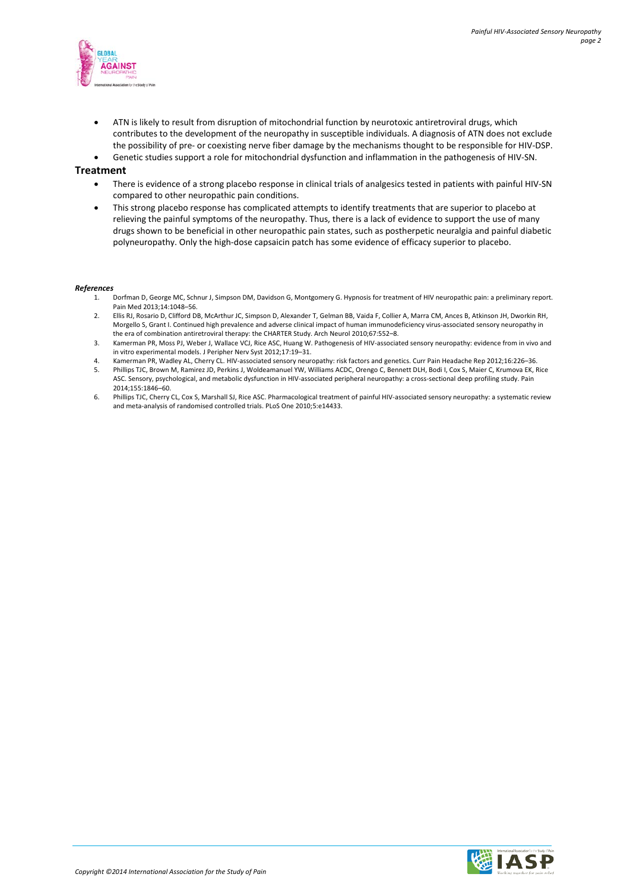- ATN is likely to result from disruption of mitochondrial function by neurotoxic antiretroviral drugs, which contributes to the development of the neuropathy in susceptible individuals. A diagnosis of ATN does not exclude the possibility of pre- or coexisting nerve fiber damage by the mechanisms thought to be responsible for HIV-DSP.
- Genetic studies support a role for mitochondrial dysfunction and inflammation in the pathogenesis of HIV-SN.

## Treatment

- There is evidence of a strong placebo response in clinical trials of analgesics tested in patients with painful HIV-SN compared to other neuropathic pain conditions.
- This strong placebo response has complicated attempts to identify treatments that are superior to placebo at relieving the painful symptoms of the neuropathy. Thus, there is a lack of evidence to support the use of many drugs shown to be beneficial in other neuropathic pain states, such as postherpetic neuralgia and painful diabetic polyneuropathy. Only the high-dose capsaicin patch has some evidence of efficacy superior to placebo.

***References***

1. Dorfman D, George MC, Schnur J, Simpson DM, Davidson G, Montgomery G. Hypnosis for treatment of HIV neuropathic pain: a preliminary report. Pain Med 2013;14:1048–56.
2. Ellis RJ, Rosario D, Clifford DB, McArthur JC, Simpson D, Alexander T, Gelman BB, Vaida F, Collier A, Marra CM, Ances B, Atkinson JH, Dworkin RH, Morgello S, Grant I. Continued high prevalence and adverse clinical impact of human immunodeficiency virus-associated sensory neuropathy in the era of combination antiretroviral therapy: the CHARTER Study. Arch Neurol 2010;67:552–8.
3. Kamerman PR, Moss PJ, Weber J, Wallace VCJ, Rice ASC, Huang W. Pathogenesis of HIV-associated sensory neuropathy: evidence from in vivo and in vitro experimental models. J Peripher Nerv Syst 2012;17:19–31.
4. Kamerman PR, Wadley AL, Cherry CL. HIV-associated sensory neuropathy: risk factors and genetics. Curr Pain Headache Rep 2012;16:226–36.
5. Phillips TJC, Brown M, Ramirez JD, Perkins J, Woldeamanuel YW, Williams ACDC, Orengo C, Bennett DLH, Bodi I, Cox S, Maier C, Krumova EK, Rice ASC. Sensory, psychological, and metabolic dysfunction in HIV-associated peripheral neuropathy: a cross-sectional deep profiling study. Pain 2014;155:1846–60.
6. Phillips TJC, Cherry CL, Cox S, Marshall SJ, Rice ASC. Pharmacological treatment of painful HIV-associated sensory neuropathy: a systematic review and meta-analysis of randomised controlled trials. PLoS One 2010;5:e14433.